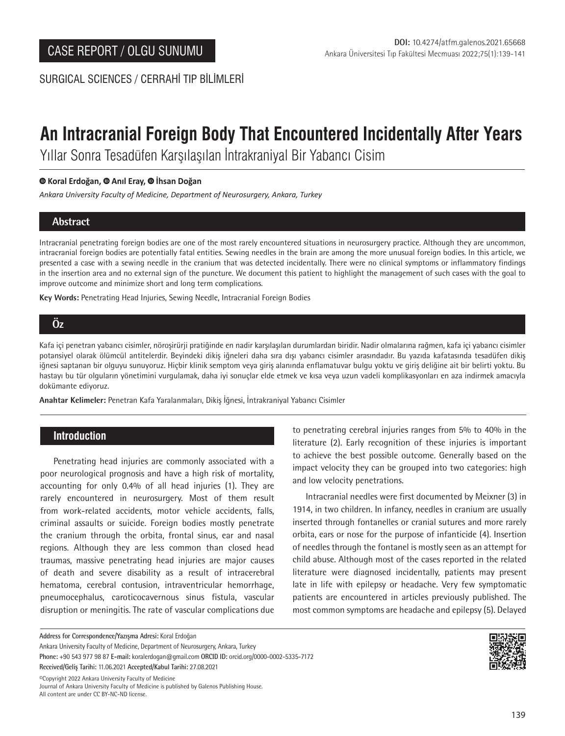CASE REPORT / OLGU SUNUMU

SURGICAL SCIENCES / CERRAHİ TIP BİLİMLERİ

# An Intracranial Foreign Body That Encountered Incidentally After Years

## Yıllar Sonra Tesadüfen Karşılaşılan İntrakraniyal Bir Yabancı Cisim

**Koral Erdoğan, Anıl Eray, İhsan Doğan**

*Ankara University Faculty of Medicine, Department of Neurosurgery, Ankara, Turkey*

## Abstract

Intracranial penetrating foreign bodies are one of the most rarely encountered situations in neurosurgery practice. Although they are uncommon, intracranial foreign bodies are potentially fatal entities. Sewing needles in the brain are among the more unusual foreign bodies. In this article, we presented a case with a sewing needle in the cranium that was detected incidentally. There were no clinical symptoms or inflammatory findings in the insertion area and no external sign of the puncture. We document this patient to highlight the management of such cases with the goal to improve outcome and minimize short and long term complications.

**Key Words:** Penetrating Head Injuries, Sewing Needle, Intracranial Foreign Bodies

## Öz

Kafa içi penetran yabancı cisimler, nöroşirürji pratiğinde en nadir karşılaşılan durumlardan biridir. Nadir olmalarına rağmen, kafa içi yabancı cisimler potansiyel olarak ölümcül antitelerdir. Beyindeki dikiş iğneleri daha sıra dışı yabancı cisimler arasındadır. Bu yazıda kafatasında tesadüfen dikiş iğnesi saptanan bir olguyu sunuyoruz. Hiçbir klinik semptom veya giriş alanında enflamatuvar bulgu yoktu ve giriş deliğine ait bir belirti yoktu. Bu hastayı bu tür olguların yönetimini vurgulamak, daha iyi sonuçlar elde etmek ve kısa veya uzun vadeli komplikasyonları en aza indirmek amacıyla dokümante ediyoruz.

**Anahtar Kelimeler:** Penetran Kafa Yaralanmaları, Dikiş İğnesi, İntrakraniyal Yabancı Cisimler

## Introduction

Penetrating head injuries are commonly associated with a poor neurological prognosis and have a high risk of mortality, accounting for only 0.4% of all head injuries (1). They are rarely encountered in neurosurgery. Most of them result from work-related accidents, motor vehicle accidents, falls, criminal assaults or suicide. Foreign bodies mostly penetrate the cranium through the orbita, frontal sinus, ear and nasal regions. Although they are less common than closed head traumas, massive penetrating head injuries are major causes of death and severe disability as a result of intracerebral hematoma, cerebral contusion, intraventricular hemorrhage, pneumocephalus, caroticocavernous sinus fistula, vascular disruption or meningitis. The rate of vascular complications due to penetrating cerebral injuries ranges from 5% to 40% in the literature (2). Early recognition of these injuries is important to achieve the best possible outcome. Generally based on the impact velocity they can be grouped into two categories: high and low velocity penetrations.

Intracranial needles were first documented by Meixner (3) in 1914, in two children. In infancy, needles in cranium are usually inserted through fontanelles or cranial sutures and more rarely orbita, ears or nose for the purpose of infanticide (4). Insertion of needles through the fontanel is mostly seen as an attempt for child abuse. Although most of the cases reported in the related literature were diagnosed incidentally, patients may present late in life with epilepsy or headache. Very few symptomatic patients are encountered in articles previously published. The most common symptoms are headache and epilepsy (5). Delayed

**Address for Correspondence/Yazışma Adresi:** Koral Erdoğan
Ankara University Faculty of Medicine, Department of Neurosurgery, Ankara, Turkey
**Phone:** +90 543 977 98 87 **E-mail:** koralerdogan@gmail.com **ORCID ID:** orcid.org/0000-0002-5335-7172
**Received/Geliş Tarihi:** 11.06.2021 **Accepted/Kabul Tarihi:** 27.08.2021

©Copyright 2022 Ankara University Faculty of Medicine
Journal of Ankara University Faculty of Medicine is published by Galenos Publishing House.
All content are under CC BY-NC-ND license.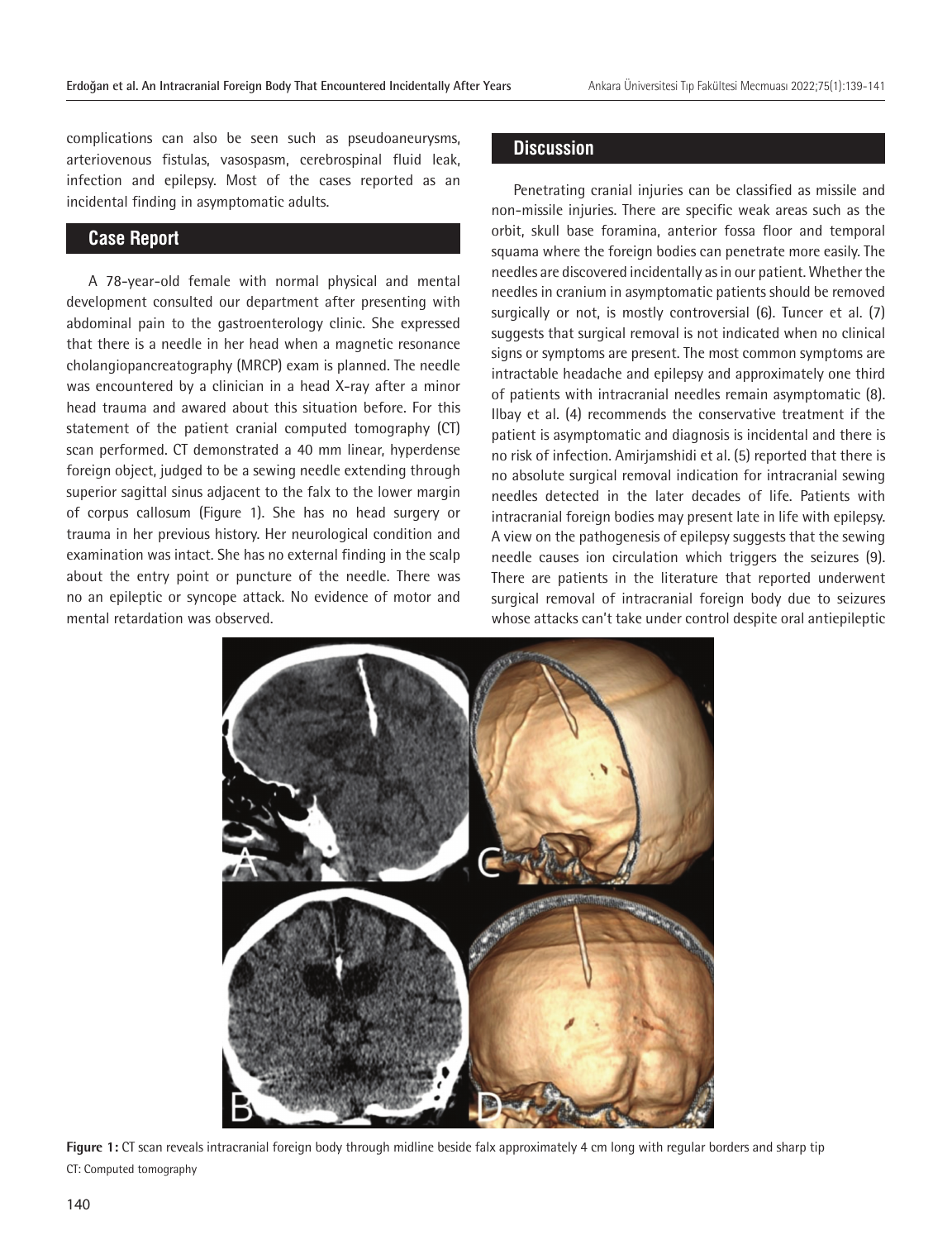complications can also be seen such as pseudoaneurysms, arteriovenous fistulas, vasospasm, cerebrospinal fluid leak, infection and epilepsy. Most of the cases reported as an incidental finding in asymptomatic adults.

## Case Report

A 78-year-old female with normal physical and mental development consulted our department after presenting with abdominal pain to the gastroenterology clinic. She expressed that there is a needle in her head when a magnetic resonance cholangiopancreatography (MRCP) exam is planned. The needle was encountered by a clinician in a head X-ray after a minor head trauma and awared about this situation before. For this statement of the patient cranial computed tomography (CT) scan performed. CT demonstrated a 40 mm linear, hyperdense foreign object, judged to be a sewing needle extending through superior sagittal sinus adjacent to the falx to the lower margin of corpus callosum (Figure 1). She has no head surgery or trauma in her previous history. Her neurological condition and examination was intact. She has no external finding in the scalp about the entry point or puncture of the needle. There was no an epileptic or syncope attack. No evidence of motor and mental retardation was observed.

## Discussion

Penetrating cranial injuries can be classified as missile and non-missile injuries. There are specific weak areas such as the orbit, skull base foramina, anterior fossa floor and temporal squama where the foreign bodies can penetrate more easily. The needles are discovered incidentally as in our patient. Whether the needles in cranium in asymptomatic patients should be removed surgically or not, is mostly controversial (6). Tuncer et al. (7) suggests that surgical removal is not indicated when no clinical signs or symptoms are present. The most common symptoms are intractable headache and epilepsy and approximately one third of patients with intracranial needles remain asymptomatic (8). Ilbay et al. (4) recommends the conservative treatment if the patient is asymptomatic and diagnosis is incidental and there is no risk of infection. Amirjamshidi et al. (5) reported that there is no absolute surgical removal indication for intracranial sewing needles detected in the later decades of life. Patients with intracranial foreign bodies may present late in life with epilepsy. A view on the pathogenesis of epilepsy suggests that the sewing needle causes ion circulation which triggers the seizures (9). There are patients in the literature that reported underwent surgical removal of intracranial foreign body due to seizures whose attacks can't take under control despite oral antiepileptic

**Figure 1:** CT scan reveals intracranial foreign body through midline beside falx approximately 4 cm long with regular borders and sharp tip
CT: Computed tomography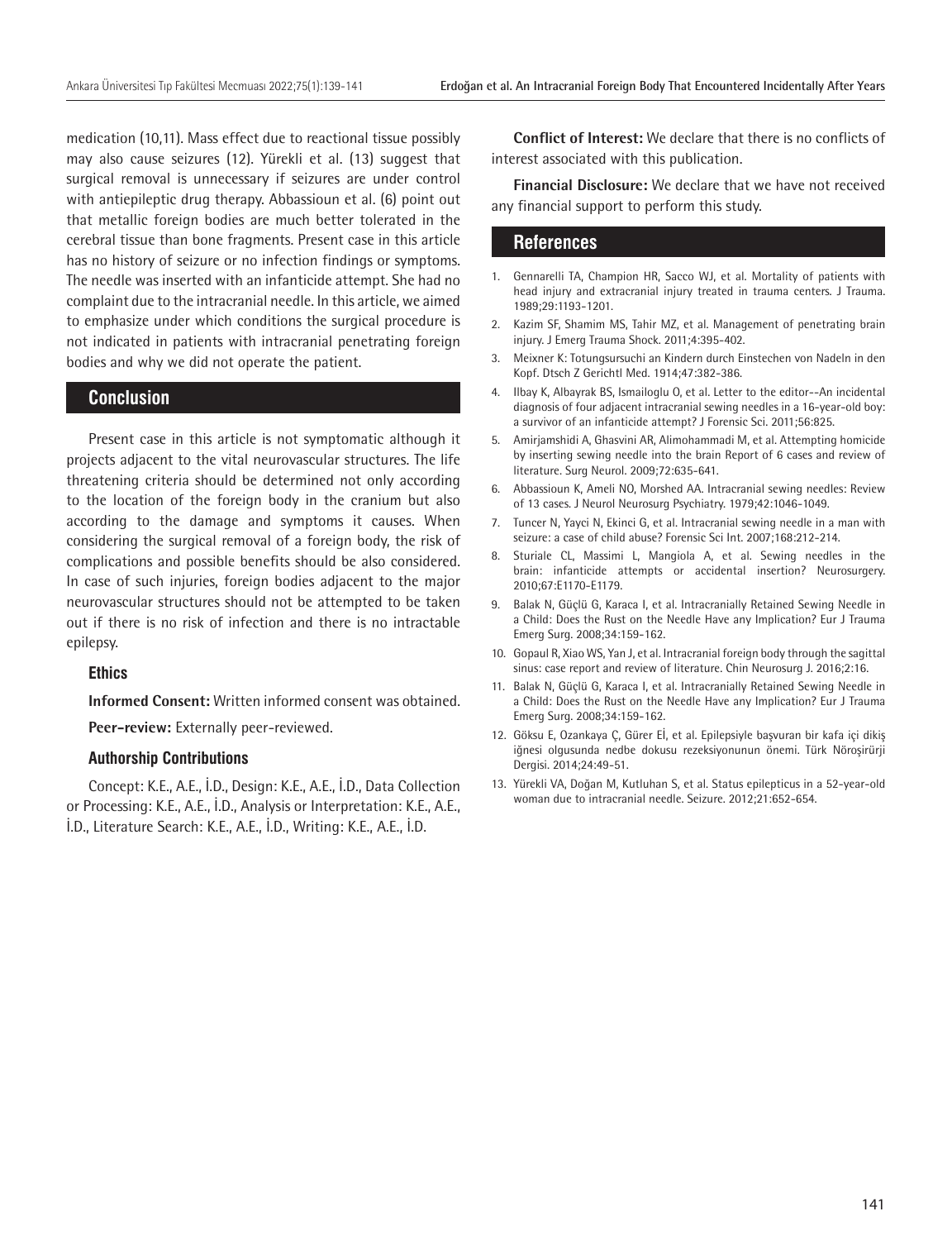medication (10,11). Mass effect due to reactional tissue possibly may also cause seizures (12). Yürekli et al. (13) suggest that surgical removal is unnecessary if seizures are under control with antiepileptic drug therapy. Abbassioun et al. (6) point out that metallic foreign bodies are much better tolerated in the cerebral tissue than bone fragments. Present case in this article has no history of seizure or no infection findings or symptoms. The needle was inserted with an infanticide attempt. She had no complaint due to the intracranial needle. In this article, we aimed to emphasize under which conditions the surgical procedure is not indicated in patients with intracranial penetrating foreign bodies and why we did not operate the patient.

## Conclusion

Present case in this article is not symptomatic although it projects adjacent to the vital neurovascular structures. The life threatening criteria should be determined not only according to the location of the foreign body in the cranium but also according to the damage and symptoms it causes. When considering the surgical removal of a foreign body, the risk of complications and possible benefits should be also considered. In case of such injuries, foreign bodies adjacent to the major neurovascular structures should not be attempted to be taken out if there is no risk of infection and there is no intractable epilepsy.

### Ethics

**Informed Consent:** Written informed consent was obtained.

**Peer-review:** Externally peer-reviewed.

### Authorship Contributions

Concept: K.E., A.E., İ.D., Design: K.E., A.E., İ.D., Data Collection or Processing: K.E., A.E., İ.D., Analysis or Interpretation: K.E., A.E., İ.D., Literature Search: K.E., A.E., İ.D., Writing: K.E., A.E., İ.D.

**Conflict of Interest:** We declare that there is no conflicts of interest associated with this publication.

**Financial Disclosure:** We declare that we have not received any financial support to perform this study.

## References

1. Gennarelli TA, Champion HR, Sacco WJ, et al. Mortality of patients with head injury and extracranial injury treated in trauma centers. J Trauma. 1989;29:1193-1201.
2. Kazim SF, Shamim MS, Tahir MZ, et al. Management of penetrating brain injury. J Emerg Trauma Shock. 2011;4:395-402.
3. Meixner K: Totungsursuchi an Kindern durch Einstechen von Nadeln in den Kopf. Dtsch Z Gerichtl Med. 1914;47:382-386.
4. Ilbay K, Albayrak BS, Ismailoglu O, et al. Letter to the editor--An incidental diagnosis of four adjacent intracranial sewing needles in a 16-year-old boy: a survivor of an infanticide attempt? J Forensic Sci. 2011;56:825.
5. Amirjamshidi A, Ghasvini AR, Alimohammadi M, et al. Attempting homicide by inserting sewing needle into the brain Report of 6 cases and review of literature. Surg Neurol. 2009;72:635-641.
6. Abbassioun K, Ameli NO, Morshed AA. Intracranial sewing needles: Review of 13 cases. J Neurol Neurosurg Psychiatry. 1979;42:1046-1049.
7. Tuncer N, Yayci N, Ekinci G, et al. Intracranial sewing needle in a man with seizure: a case of child abuse? Forensic Sci Int. 2007;168:212-214.
8. Sturiale CL, Massimi L, Mangiola A, et al. Sewing needles in the brain: infanticide attempts or accidental insertion? Neurosurgery. 2010;67:E1170-E1179.
9. Balak N, Güçlü G, Karaca I, et al. Intracranially Retained Sewing Needle in a Child: Does the Rust on the Needle Have any Implication? Eur J Trauma Emerg Surg. 2008;34:159-162.
10. Gopaul R, Xiao WS, Yan J, et al. Intracranial foreign body through the sagittal sinus: case report and review of literature. Chin Neurosurg J. 2016;2:16.
11. Balak N, Güçlü G, Karaca I, et al. Intracranially Retained Sewing Needle in a Child: Does the Rust on the Needle Have any Implication? Eur J Trauma Emerg Surg. 2008;34:159-162.
12. Göksu E, Ozankaya Ç, Gürer Eİ, et al. Epilepsiyle başvuran bir kafa içi dikiş iğnesi olgusunda nedbe dokusu rezeksiyonunun önemi. Türk Nöroşirürji Dergisi. 2014;24:49-51.
13. Yürekli VA, Doğan M, Kutluhan S, et al. Status epilepticus in a 52-year-old woman due to intracranial needle. Seizure. 2012;21:652-654.